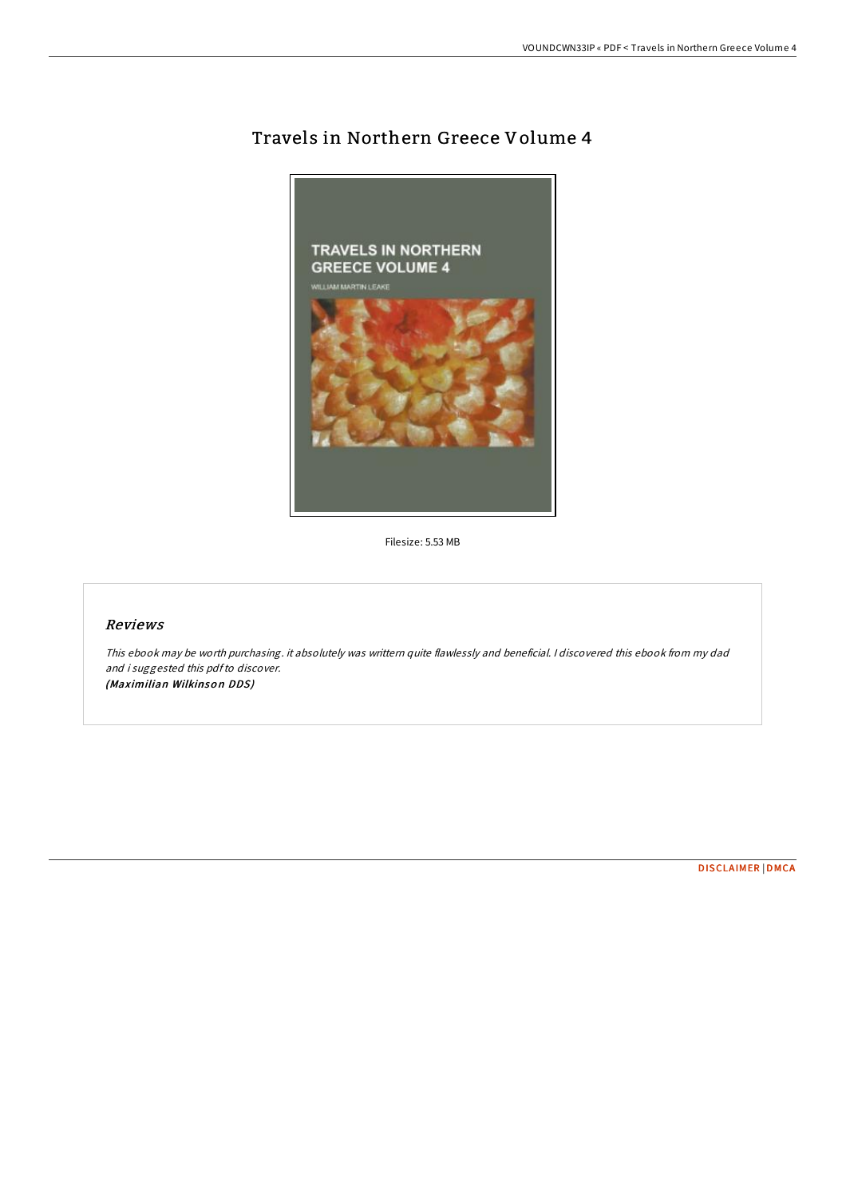# Travels in Northern Greece Volume 4

Filesize: 5.53 MB

## *Reviews*

*This ebook may be worth purchasing. it absolutely was writtern quite flawlessly and beneficial. I discovered this ebook from my dad and i suggested this pdf to discover.*
*(Maximilian Wilkinson DDS)*

DISCLAIMER | DMCA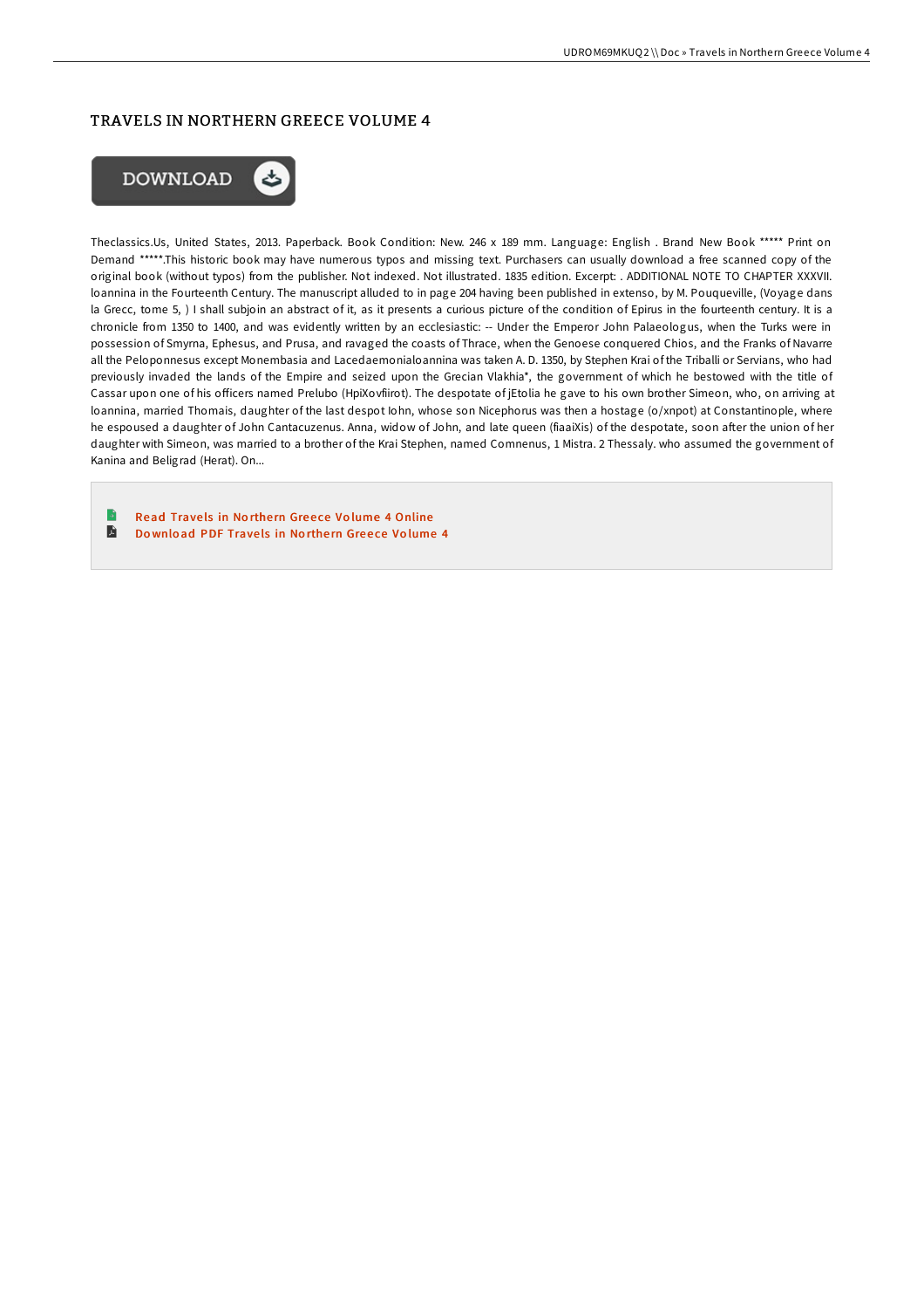# TRAVELS IN NORTHERN GREECE VOLUME 4

DOWNLOAD

Theclassics.Us, United States, 2013. Paperback. Book Condition: New. 246 x 189 mm. Language: English . Brand New Book ***** Print on Demand *****.This historic book may have numerous typos and missing text. Purchasers can usually download a free scanned copy of the original book (without typos) from the publisher. Not indexed. Not illustrated. 1835 edition. Excerpt: . ADDITIONAL NOTE TO CHAPTER XXXVII. loannina in the Fourteenth Century. The manuscript alluded to in page 204 having been published in extenso, by M. Pouqueville, (Voyage dans la Grecc, tome 5, ) I shall subjoin an abstract of it, as it presents a curious picture of the condition of Epirus in the fourteenth century. It is a chronicle from 1350 to 1400, and was evidently written by an ecclesiastic: -- Under the Emperor John Palaeologus, when the Turks were in possession of Smyrna, Ephesus, and Prusa, and ravaged the coasts of Thrace, when the Genoese conquered Chios, and the Franks of Navarre all the Peloponnesus except Monembasia and Lacedaemonialoannina was taken A. D. 1350, by Stephen Krai of the Triballi or Servians, who had previously invaded the lands of the Empire and seized upon the Grecian Vlakhia*, the government of which he bestowed with the title of Cassar upon one of his officers named Prelubo (HpiXovfiirot). The despotate of jEtolia he gave to his own brother Simeon, who, on arriving at loannina, married Thomais, daughter of the last despot Iohn, whose son Nicephorus was then a hostage (o/xnpot) at Constantinople, where he espoused a daughter of John Cantacuzenus. Anna, widow of John, and late queen (fiaaiXis) of the despotate, soon after the union of her daughter with Simeon, was married to a brother of the Krai Stephen, named Comnenus, 1 Mistra. 2 Thessaly. who assumed the government of Kanina and Beligrad (Herat). On...

Read Travels in Northern Greece Volume 4 Online

Download PDF Travels in Northern Greece Volume 4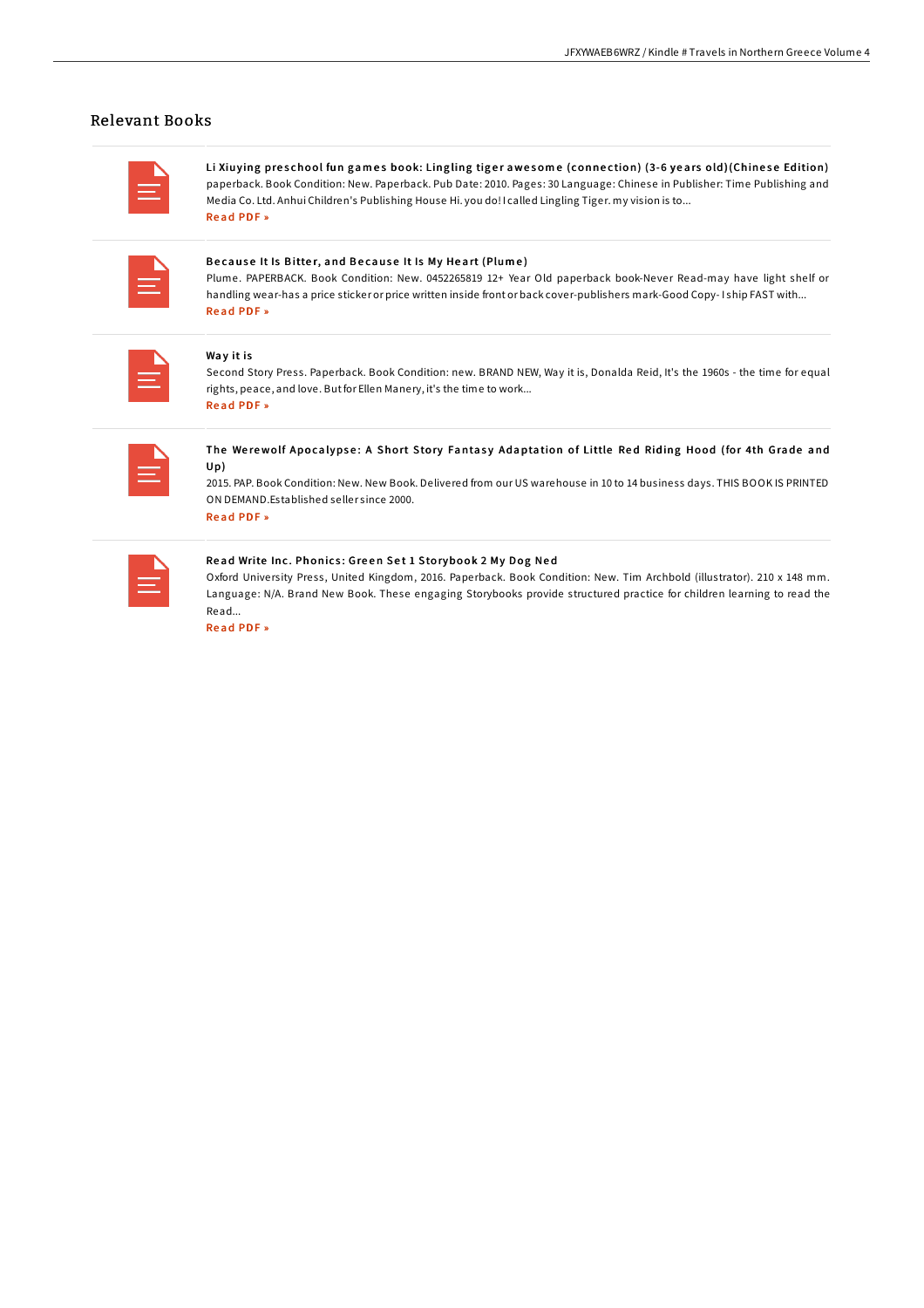## Relevant Books

**Li Xiuying preschool fun games book: Lingling tiger awesome (connection) (3-6 years old)(Chinese Edition)**

paperback. Book Condition: New. Paperback. Pub Date: 2010. Pages: 30 Language: Chinese in Publisher: Time Publishing and Media Co. Ltd. Anhui Children's Publishing House Hi. you do! I called Lingling Tiger. my vision is to...

Read PDF »

**Because It Is Bitter, and Because It Is My Heart (Plume)**

Plume. PAPERBACK. Book Condition: New. 0452265819 12+ Year Old paperback book-Never Read-may have light shelf or handling wear-has a price sticker or price written inside front or back cover-publishers mark-Good Copy- I ship FAST with...

Read PDF »

**Way it is**

Second Story Press. Paperback. Book Condition: new. BRAND NEW, Way it is, Donalda Reid, It's the 1960s - the time for equal rights, peace, and love. But for Ellen Manery, it's the time to work...

Read PDF »

**The Werewolf Apocalypse: A Short Story Fantasy Adaptation of Little Red Riding Hood (for 4th Grade and Up)**

2015. PAP. Book Condition: New. New Book. Delivered from our US warehouse in 10 to 14 business days. THIS BOOK IS PRINTED ON DEMAND.Established seller since 2000.

Read PDF »

**Read Write Inc. Phonics: Green Set 1 Storybook 2 My Dog Ned**

Oxford University Press, United Kingdom, 2016. Paperback. Book Condition: New. Tim Archbold (illustrator). 210 x 148 mm. Language: N/A. Brand New Book. These engaging Storybooks provide structured practice for children learning to read the Read...

Read PDF »